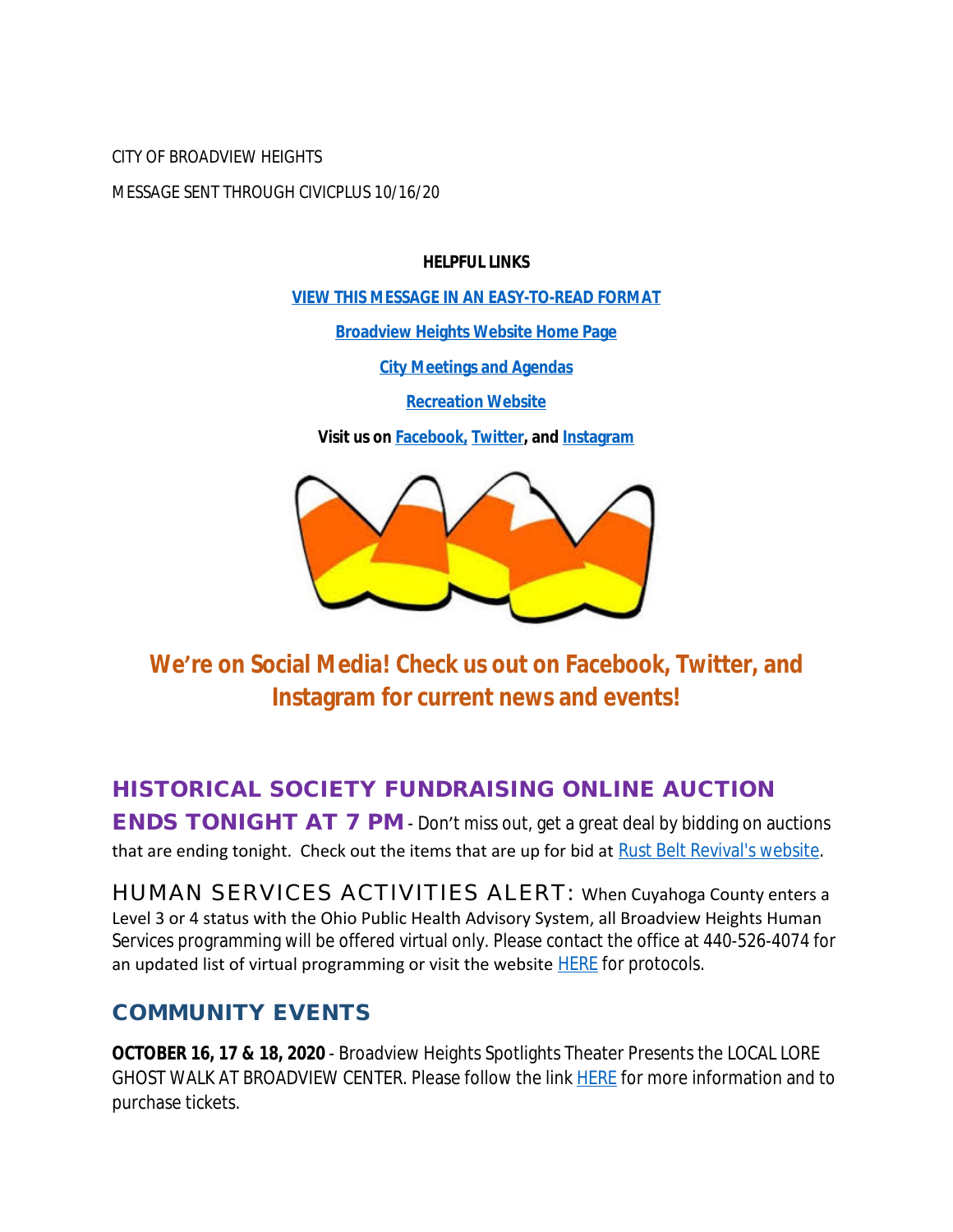CITY OF BROADVIEW HEIGHTS

MESSAGE SENT THROUGH CIVICPLUS 10/16/20

**HELPFUL LINKS**

**VIEW THIS MESSAGE IN AN EASY-TO-READ FORMAT**

**Broadview Heights Website Home Page**

**City Meetings and Agendas**

**Recreation Website**

**Visit us on Facebook, Twitter, and Instagram**

## We're on Social Media! Check us out on Facebook, Twitter, and Instagram for current news and events!

**HISTORICAL SOCIETY FUNDRAISING ONLINE AUCTION ENDS TONIGHT AT 7 PM** - Don't miss out, get a great deal by bidding on auctions that are ending tonight. Check out the items that are up for bid at Rust Belt Revival's website.

HUMAN SERVICES ACTIVITIES ALERT: When Cuyahoga County enters a Level 3 or 4 status with the Ohio Public Health Advisory System, all Broadview Heights Human Services programming will be offered virtual only. Please contact the office at 440-526-4074 for an updated list of virtual programming or visit the website HERE for protocols.

## COMMUNITY EVENTS

**OCTOBER 16, 17 & 18, 2020** - Broadview Heights Spotlights Theater Presents the LOCAL LORE GHOST WALK AT BROADVIEW CENTER. Please follow the link HERE for more information and to purchase tickets.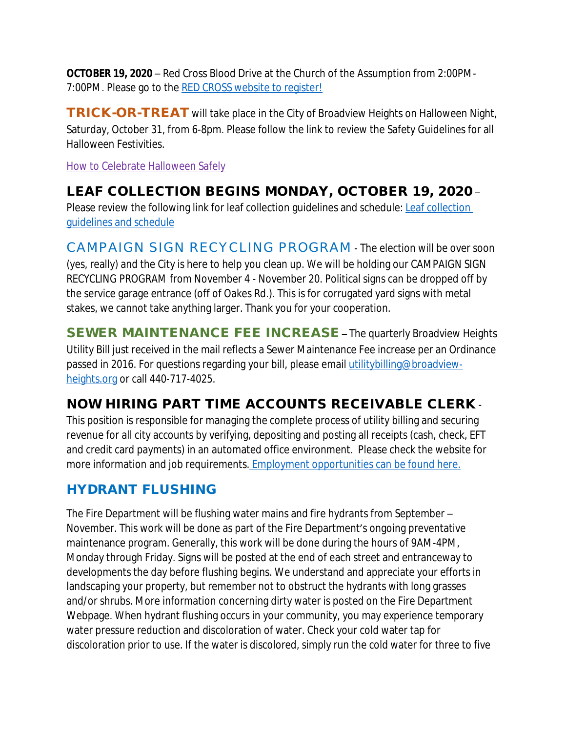**OCTOBER 19, 2020** – Red Cross Blood Drive at the Church of the Assumption from 2:00PM-7:00PM. Please go to the RED CROSS website to register!

**TRICK-OR-TREAT** will take place in the City of Broadview Heights on Halloween Night, Saturday, October 31, from 6-8pm. Please follow the link to review the Safety Guidelines for all Halloween Festivities.

How to Celebrate Halloween Safely

**LEAF COLLECTION BEGINS MONDAY, OCTOBER 19, 2020** – Please review the following link for leaf collection guidelines and schedule: Leaf collection guidelines and schedule

**CAMPAIGN SIGN RECYCLING PROGRAM** - The election will be over soon (yes, really) and the City is here to help you clean up. We will be holding our CAMPAIGN SIGN RECYCLING PROGRAM from November 4 - November 20. Political signs can be dropped off by the service garage entrance (off of Oakes Rd.). This is for corrugated yard signs with metal stakes, we cannot take anything larger. Thank you for your cooperation.

**SEWER MAINTENANCE FEE INCREASE** – The quarterly Broadview Heights Utility Bill just received in the mail reflects a Sewer Maintenance Fee increase per an Ordinance passed in 2016. For questions regarding your bill, please email utilitybilling@broadview-heights.org or call 440-717-4025.

**NOW HIRING PART TIME ACCOUNTS RECEIVABLE CLERK** - This position is responsible for managing the complete process of utility billing and securing revenue for all city accounts by verifying, depositing and posting all receipts (cash, check, EFT and credit card payments) in an automated office environment. Please check the website for more information and job requirements. Employment opportunities can be found here.

## HYDRANT FLUSHING

The Fire Department will be flushing water mains and fire hydrants from September – November. This work will be done as part of the Fire Department's ongoing preventative maintenance program. Generally, this work will be done during the hours of 9AM-4PM, Monday through Friday. Signs will be posted at the end of each street and entranceway to developments the day before flushing begins. We understand and appreciate your efforts in landscaping your property, but remember not to obstruct the hydrants with long grasses and/or shrubs. More information concerning dirty water is posted on the Fire Department Webpage. When hydrant flushing occurs in your community, you may experience temporary water pressure reduction and discoloration of water. Check your cold water tap for discoloration prior to use. If the water is discolored, simply run the cold water for three to five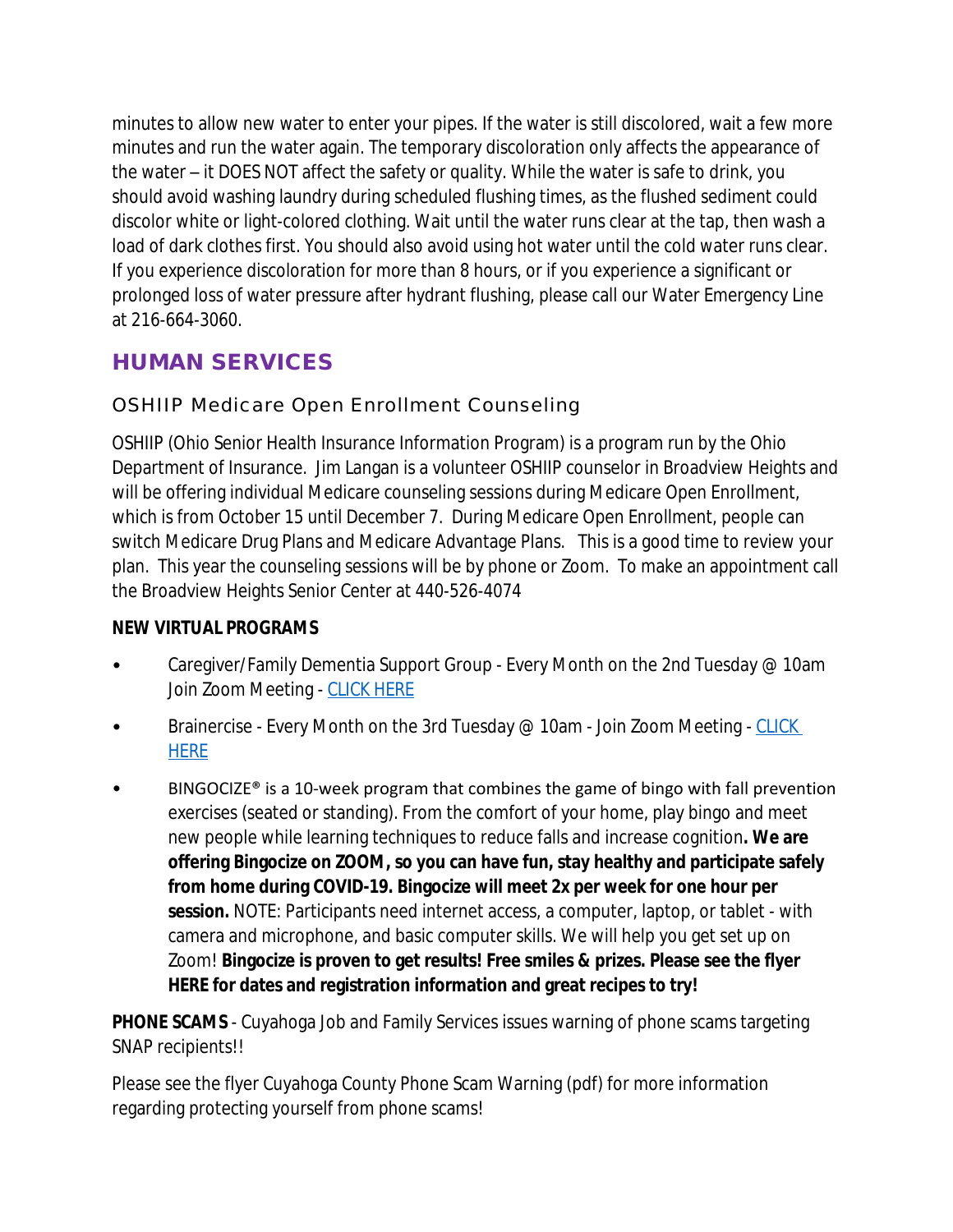minutes to allow new water to enter your pipes. If the water is still discolored, wait a few more minutes and run the water again. The temporary discoloration only affects the appearance of the water – it DOES NOT affect the safety or quality. While the water is safe to drink, you should avoid washing laundry during scheduled flushing times, as the flushed sediment could discolor white or light-colored clothing. Wait until the water runs clear at the tap, then wash a load of dark clothes first. You should also avoid using hot water until the cold water runs clear. If you experience discoloration for more than 8 hours, or if you experience a significant or prolonged loss of water pressure after hydrant flushing, please call our Water Emergency Line at 216-664-3060.

## HUMAN SERVICES

### OSHIIP Medicare Open Enrollment Counseling

OSHIIP (Ohio Senior Health Insurance Information Program) is a program run by the Ohio Department of Insurance. Jim Langan is a volunteer OSHIIP counselor in Broadview Heights and will be offering individual Medicare counseling sessions during Medicare Open Enrollment, which is from October 15 until December 7. During Medicare Open Enrollment, people can switch Medicare Drug Plans and Medicare Advantage Plans. This is a good time to review your plan. This year the counseling sessions will be by phone or Zoom. To make an appointment call the Broadview Heights Senior Center at 440-526-4074

**NEW VIRTUAL PROGRAMS**

- Caregiver/Family Dementia Support Group - Every Month on the 2nd Tuesday @ 10am Join Zoom Meeting - CLICK HERE
- Brainercise - Every Month on the 3rd Tuesday @ 10am - Join Zoom Meeting - CLICK HERE
- BINGOCIZE® is a 10-week program that combines the game of bingo with fall prevention exercises (seated or standing). From the comfort of your home, play bingo and meet new people while learning techniques to reduce falls and increase cognition**. We are offering Bingocize on ZOOM, so you can have fun, stay healthy and participate safely from home during COVID-19. Bingocize will meet 2x per week for one hour per session.** NOTE: Participants need internet access, a computer, laptop, or tablet - with camera and microphone, and basic computer skills. We will help you get set up on Zoom! **Bingocize is proven to get results! Free smiles & prizes. Please see the flyer HERE for dates and registration information and great recipes to try!**

**PHONE SCAMS** - Cuyahoga Job and Family Services issues warning of phone scams targeting SNAP recipients!!

Please see the flyer Cuyahoga County Phone Scam Warning (pdf) for more information regarding protecting yourself from phone scams!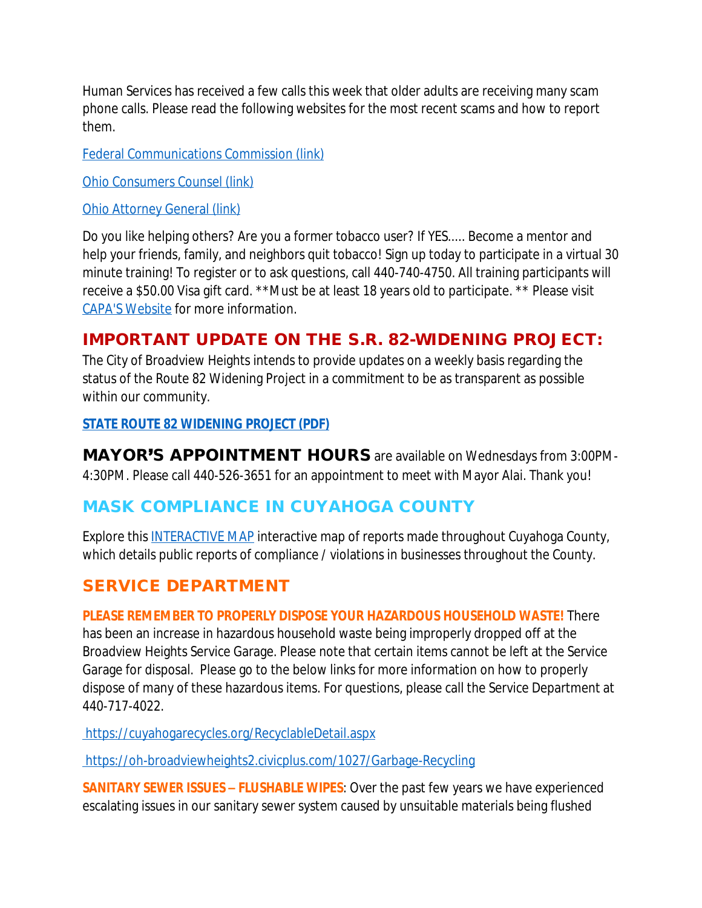Human Services has received a few calls this week that older adults are receiving many scam phone calls. Please read the following websites for the most recent scams and how to report them.

Federal Communications Commission (link)

Ohio Consumers Counsel (link)

Ohio Attorney General (link)

Do you like helping others? Are you a former tobacco user? If YES..... Become a mentor and help your friends, family, and neighbors quit tobacco! Sign up today to participate in a virtual 30 minute training! To register or to ask questions, call 440-740-4750. All training participants will receive a $50.00 Visa gift card. **Must be at least 18 years old to participate. ** Please visit CAPA'S Website for more information.

## IMPORTANT UPDATE ON THE S.R. 82-WIDENING PROJECT:

The City of Broadview Heights intends to provide updates on a weekly basis regarding the status of the Route 82 Widening Project in a commitment to be as transparent as possible within our community.

**STATE ROUTE 82 WIDENING PROJECT (PDF)**

**MAYOR'S APPOINTMENT HOURS** are available on Wednesdays from 3:00PM-4:30PM. Please call 440-526-3651 for an appointment to meet with Mayor Alai. Thank you!

## MASK COMPLIANCE IN CUYAHOGA COUNTY

Explore this INTERACTIVE MAP interactive map of reports made throughout Cuyahoga County, which details public reports of compliance / violations in businesses throughout the County.

## SERVICE DEPARTMENT

**PLEASE REMEMBER TO PROPERLY DISPOSE YOUR HAZARDOUS HOUSEHOLD WASTE!** There has been an increase in hazardous household waste being improperly dropped off at the Broadview Heights Service Garage. Please note that certain items cannot be left at the Service Garage for disposal. Please go to the below links for more information on how to properly dispose of many of these hazardous items. For questions, please call the Service Department at 440-717-4022.

https://cuyahogarecycles.org/RecyclableDetail.aspx

https://oh-broadviewheights2.civicplus.com/1027/Garbage-Recycling

**SANITARY SEWER ISSUES – FLUSHABLE WIPES**: Over the past few years we have experienced escalating issues in our sanitary sewer system caused by unsuitable materials being flushed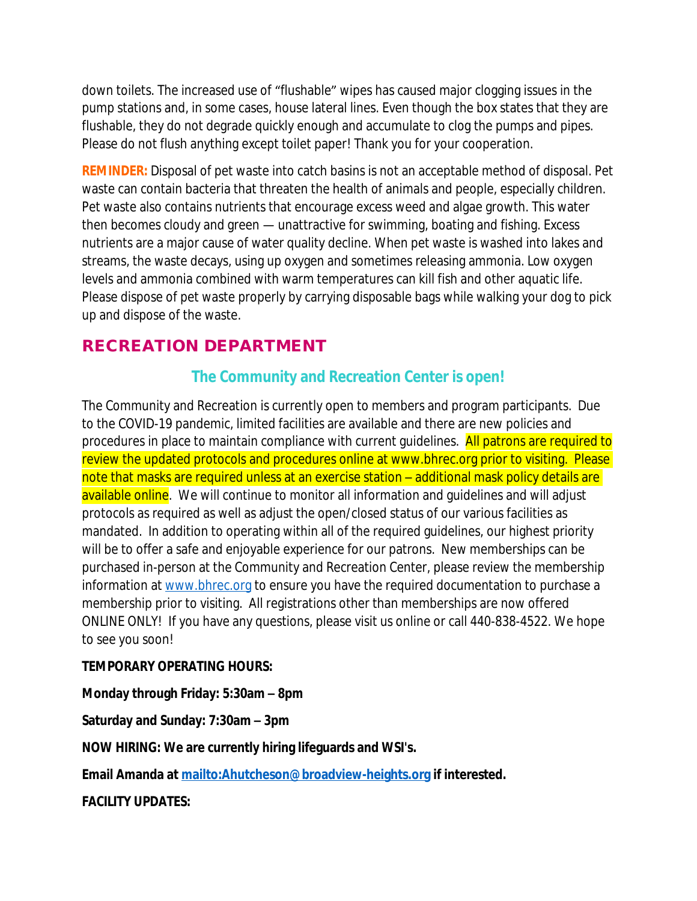down toilets. The increased use of "flushable" wipes has caused major clogging issues in the pump stations and, in some cases, house lateral lines. Even though the box states that they are flushable, they do not degrade quickly enough and accumulate to clog the pumps and pipes. Please do not flush anything except toilet paper! Thank you for your cooperation.

**REMINDER:** Disposal of pet waste into catch basins is not an acceptable method of disposal. Pet waste can contain bacteria that threaten the health of animals and people, especially children. Pet waste also contains nutrients that encourage excess weed and algae growth. This water then becomes cloudy and green — unattractive for swimming, boating and fishing. Excess nutrients are a major cause of water quality decline. When pet waste is washed into lakes and streams, the waste decays, using up oxygen and sometimes releasing ammonia. Low oxygen levels and ammonia combined with warm temperatures can kill fish and other aquatic life. Please dispose of pet waste properly by carrying disposable bags while walking your dog to pick up and dispose of the waste.

## RECREATION DEPARTMENT

### The Community and Recreation Center is open!

The Community and Recreation is currently open to members and program participants. Due to the COVID-19 pandemic, limited facilities are available and there are new policies and procedures in place to maintain compliance with current guidelines. All patrons are required to review the updated protocols and procedures online at www.bhrec.org prior to visiting. Please note that masks are required unless at an exercise station – additional mask policy details are available online. We will continue to monitor all information and guidelines and will adjust protocols as required as well as adjust the open/closed status of our various facilities as mandated. In addition to operating within all of the required guidelines, our highest priority will be to offer a safe and enjoyable experience for our patrons. New memberships can be purchased in-person at the Community and Recreation Center, please review the membership information at www.bhrec.org to ensure you have the required documentation to purchase a membership prior to visiting. All registrations other than memberships are now offered ONLINE ONLY! If you have any questions, please visit us online or call 440-838-4522. We hope to see you soon!

**TEMPORARY OPERATING HOURS:**

**Monday through Friday: 5:30am – 8pm**

**Saturday and Sunday: 7:30am – 3pm**

**NOW HIRING: We are currently hiring lifeguards and WSI's.**

**Email Amanda at mailto:Ahutcheson@broadview-heights.org if interested.**

**FACILITY UPDATES:**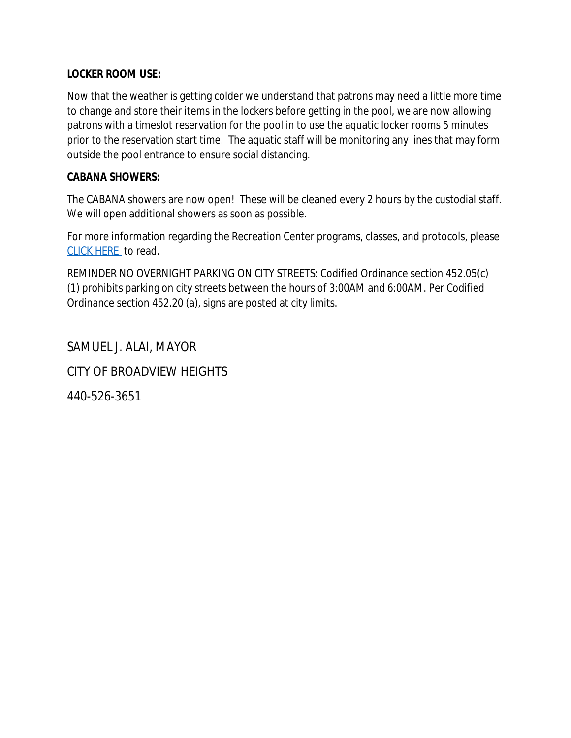**LOCKER ROOM USE:**

Now that the weather is getting colder we understand that patrons may need a little more time to change and store their items in the lockers before getting in the pool, we are now allowing patrons with a timeslot reservation for the pool in to use the aquatic locker rooms 5 minutes prior to the reservation start time. The aquatic staff will be monitoring any lines that may form outside the pool entrance to ensure social distancing.

**CABANA SHOWERS:**

The CABANA showers are now open! These will be cleaned every 2 hours by the custodial staff. We will open additional showers as soon as possible.

For more information regarding the Recreation Center programs, classes, and protocols, please CLICK HERE to read.

REMINDER NO OVERNIGHT PARKING ON CITY STREETS: Codified Ordinance section 452.05(c)(1) prohibits parking on city streets between the hours of 3:00AM and 6:00AM. Per Codified Ordinance section 452.20 (a), signs are posted at city limits.

SAMUEL J. ALAI, MAYOR

CITY OF BROADVIEW HEIGHTS

440-526-3651